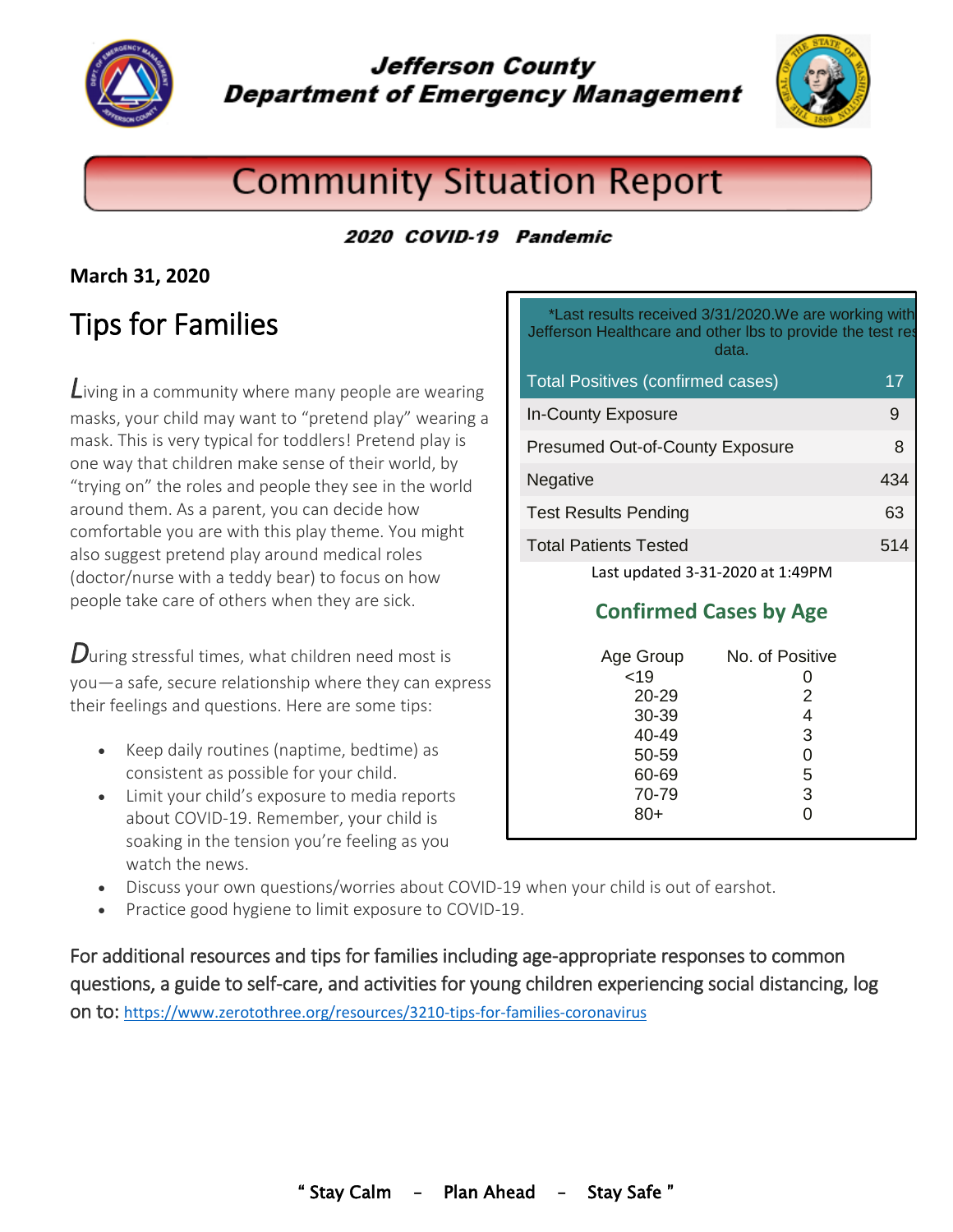# Jefferson County
## Department of Emergency Management

# Community Situation Report

***2020 COVID-19 Pandemic***

**March 31, 2020**

## Tips for Families

*L*iving in a community where many people are wearing masks, your child may want to "pretend play" wearing a mask. This is very typical for toddlers! Pretend play is one way that children make sense of their world, by "trying on" the roles and people they see in the world around them. As a parent, you can decide how comfortable you are with this play theme. You might also suggest pretend play around medical roles (doctor/nurse with a teddy bear) to focus on how people take care of others when they are sick.

*D*uring stressful times, what children need most is you—a safe, secure relationship where they can express their feelings and questions. Here are some tips:

- Keep daily routines (naptime, bedtime) as consistent as possible for your child.
- Limit your child's exposure to media reports about COVID-19. Remember, your child is soaking in the tension you're feeling as you watch the news.
- Discuss your own questions/worries about COVID-19 when your child is out of earshot.
- Practice good hygiene to limit exposure to COVID-19.

*Last results received 3/31/2020.We are working with Jefferson Healthcare and other lbs to provide the test res data.

| Total Positives (confirmed cases) | 17 |
|---|---|
| In-County Exposure | 9 |
| Presumed Out-of-County Exposure | 8 |
| Negative | 434 |
| Test Results Pending | 63 |
| Total Patients Tested | 514 |

Last updated 3-31-2020 at 1:49PM

### Confirmed Cases by Age

| Age Group | No. of Positive |
|---|---|
| <19 | 0 |
| 20-29 | 2 |
| 30-39 | 4 |
| 40-49 | 3 |
| 50-59 | 0 |
| 60-69 | 5 |
| 70-79 | 3 |
| 80+ | 0 |

For additional resources and tips for families including age-appropriate responses to common questions, a guide to self-care, and activities for young children experiencing social distancing, log on to: https://www.zerotothree.org/resources/3210-tips-for-families-coronavirus

**" Stay Calm – Plan Ahead – Stay Safe "**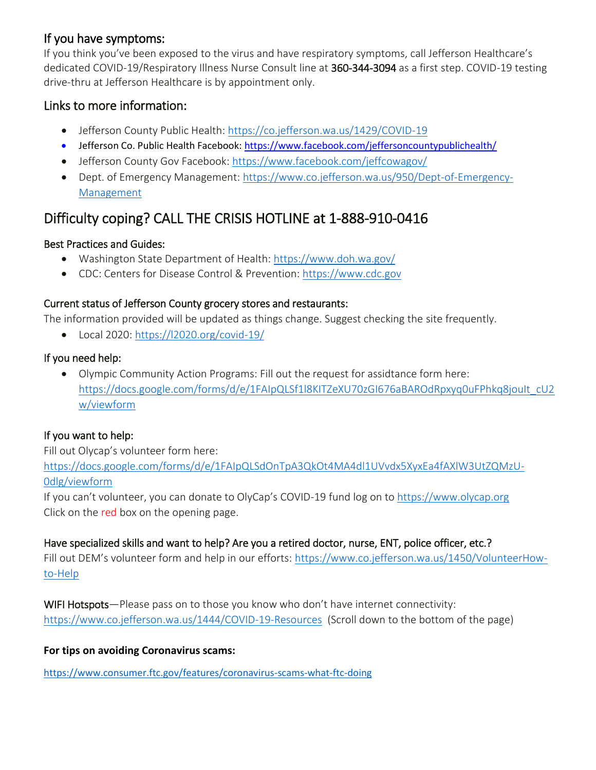## If you have symptoms:

If you think you've been exposed to the virus and have respiratory symptoms, call Jefferson Healthcare's dedicated COVID-19/Respiratory Illness Nurse Consult line at **360-344-3094** as a first step. COVID-19 testing drive-thru at Jefferson Healthcare is by appointment only.

## Links to more information:

- Jefferson County Public Health: https://co.jefferson.wa.us/1429/COVID-19
- Jefferson Co. Public Health Facebook: https://www.facebook.com/jeffersoncountypublichealth/
- Jefferson County Gov Facebook: https://www.facebook.com/jeffcowagov/
- Dept. of Emergency Management: https://www.co.jefferson.wa.us/950/Dept-of-Emergency-Management

## Difficulty coping? CALL THE CRISIS HOTLINE at 1-888-910-0416

### Best Practices and Guides:

- Washington State Department of Health: https://www.doh.wa.gov/
- CDC: Centers for Disease Control & Prevention: https://www.cdc.gov

### Current status of Jefferson County grocery stores and restaurants:

The information provided will be updated as things change. Suggest checking the site frequently.

- Local 2020: https://l2020.org/covid-19/

### If you need help:

- Olympic Community Action Programs: Fill out the request for assidtance form here: https://docs.google.com/forms/d/e/1FAIpQLSf1l8KITZeXU70zGI676aBARОdRpxyq0uFPhkq8jouIt_cU2w/viewform

### If you want to help:

Fill out Olycap's volunteer form here: https://docs.google.com/forms/d/e/1FAIpQLSdOnTpA3QkOt4MA4dl1UVvdx5XyxEa4fAXlW3UtZQMzU-0dlg/viewform

If you can't volunteer, you can donate to OlyCap's COVID-19 fund log on to https://www.olycap.org Click on the red box on the opening page.

### Have specialized skills and want to help? Are you a retired doctor, nurse, ENT, police officer, etc.?

Fill out DEM's volunteer form and help in our efforts: https://www.co.jefferson.wa.us/1450/VolunteerHow-to-Help

WIFI Hotspots—Please pass on to those you know who don't have internet connectivity: https://www.co.jefferson.wa.us/1444/COVID-19-Resources (Scroll down to the bottom of the page)

**For tips on avoiding Coronavirus scams:**

https://www.consumer.ftc.gov/features/coronavirus-scams-what-ftc-doing